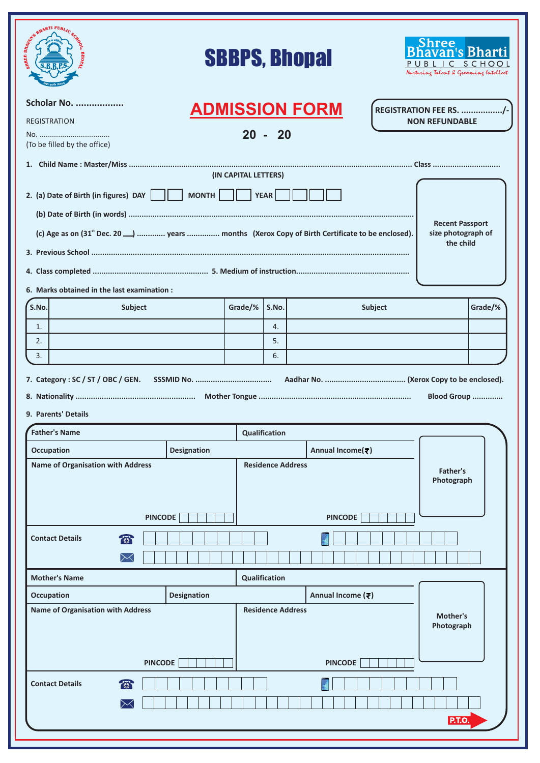# SBBPS, Bhopal

Shree Bhavan's Bharti PUBLIC SCHOOL
*Nurturing Talent & Grooming Intellect*

**Scholar No. ..................**

REGISTRATION

No. .................................
(To be filled by the office)

## ADMISSION FORM

**20 - 20**

**REGISTRATION FEE RS. ................./-**
**NON REFUNDABLE**

Recent Passport size photograph of the child

1. **Child Name : Master/Miss** ........................................................................................................ **Class** ..............................
   **(IN CAPITAL LETTERS)**

2. **(a) Date of Birth (in figures) DAY** ☐☐ **MONTH** ☐☐ **YEAR** ☐☐☐☐

   **(b) Date of Birth (in words)** ........................................................................................................

   **(c) Age as on (31st Dec. 20 ___) ............ years .............. months (Xerox Copy of Birth Certificate to be enclosed).**

3. **Previous School** ........................................................................................................

4. **Class completed** .................................................... 5. **Medium of instruction**..................................................

6. **Marks obtained in the last examination :**

| S.No. | Subject | Grade/% | S.No. | Subject | Grade/% |
|---|---|---|---|---|---|
| 1. | | | 4. | | |
| 2. | | | 5. | | |
| 3. | | | 6. | | |

7. **Category : SC / ST / OBC / GEN.** **SSSMID No.** .................................. **Aadhar No.** .................................... **(Xerox Copy to be enclosed).**

8. **Nationality** ..................................................... **Mother Tongue** .................................................................... **Blood Group** .............

9. **Parents' Details**

| Father's Name | | Qualification | |
|---|---|---|---|
| Occupation | Designation | Annual Income(₹) | |
| Name of Organisation with Address<br><br>PINCODE ☐☐☐☐☐☐ | | Residence Address<br><br>PINCODE ☐☐☐☐☐☐ | Father's Photograph |
| Contact Details | ☎ ☐☐☐☐☐☐☐☐☐☐ | 📱 ☐☐☐☐☐☐☐☐☐☐ | |
| | ✉ ☐☐☐☐☐☐☐☐☐☐☐☐☐☐☐☐☐☐☐☐☐☐☐☐☐☐☐☐☐☐ | | |

| Mother's Name | | Qualification | |
|---|---|---|---|
| Occupation | Designation | Annual Income (₹) | |
| Name of Organisation with Address<br><br>PINCODE ☐☐☐☐☐☐ | | Residence Address<br><br>PINCODE ☐☐☐☐☐☐ | Mother's Photograph |
| Contact Details | ☎ ☐☐☐☐☐☐☐☐☐☐ | 📱 ☐☐☐☐☐☐☐☐☐☐ | |
| | ✉ ☐☐☐☐☐☐☐☐☐☐☐☐☐☐☐☐☐☐☐☐☐☐☐☐☐☐☐☐☐☐ | | |

**P.T.O.**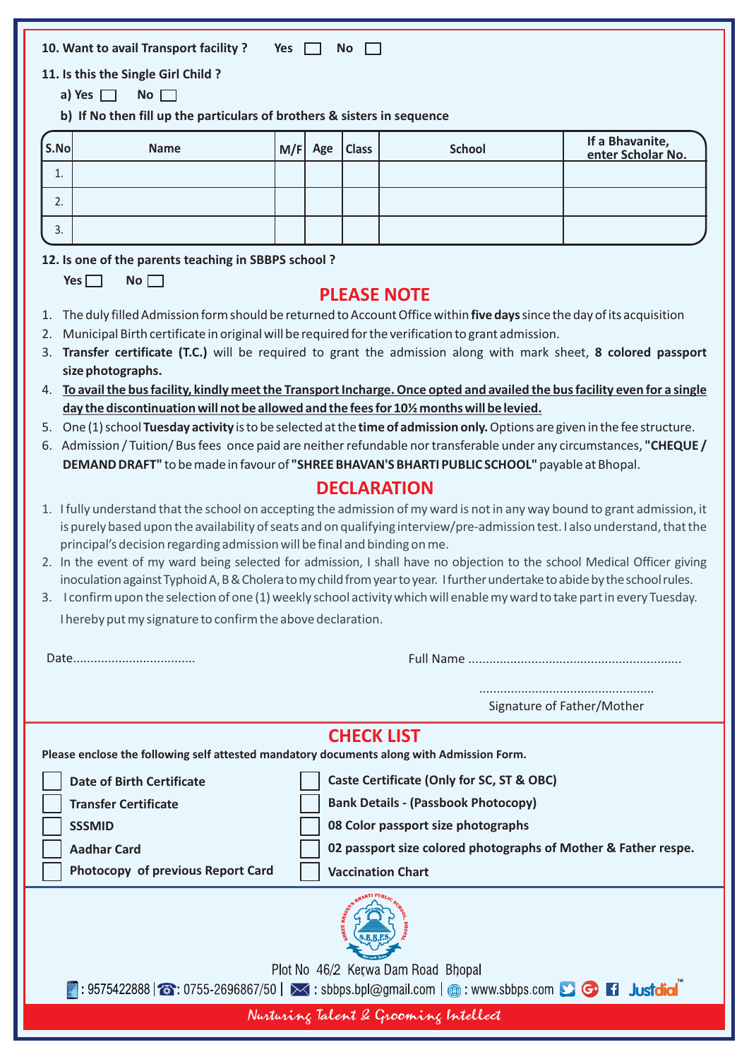10. **Want to avail Transport facility ?** Yes ☐ No ☐

11. **Is this the Single Girl Child ?**

a) Yes ☐ No ☐

b) **If No then fill up the particulars of brothers & sisters in sequence**

| S.No | Name | M/F | Age | Class | School | If a Bhavanite, enter Scholar No. |
|---|---|---|---|---|---|---|
| 1. | | | | | | |
| 2. | | | | | | |
| 3. | | | | | | |

12. **Is one of the parents teaching in SBBPS school ?**

Yes ☐ No ☐

## PLEASE NOTE

1. The duly filled Admission form should be returned to Account Office within **five days** since the day of its acquisition
2. Municipal Birth certificate in original will be required for the verification to grant admission.
3. **Transfer certificate (T.C.)** will be required to grant the admission along with mark sheet, **8 colored passport size photographs.**
4. **To avail the bus facility, kindly meet the Transport Incharge. Once opted and availed the bus facility even for a single day the discontinuation will not be allowed and the fees for 10½ months will be levied.**
5. One (1) school **Tuesday activity** is to be selected at the **time of admission only.** Options are given in the fee structure.
6. Admission / Tuition/ Bus fees once paid are neither refundable nor transferable under any circumstances, **"CHEQUE / DEMAND DRAFT"** to be made in favour of **"SHREE BHAVAN'S BHARTI PUBLIC SCHOOL"** payable at Bhopal.

## DECLARATION

1. I fully understand that the school on accepting the admission of my ward is not in any way bound to grant admission, it is purely based upon the availability of seats and on qualifying interview/pre-admission test. I also understand, that the principal's decision regarding admission will be final and binding on me.
2. In the event of my ward being selected for admission, I shall have no objection to the school Medical Officer giving inoculation against Typhoid A, B & Cholera to my child from year to year. I further undertake to abide by the school rules.
3. I confirm upon the selection of one (1) weekly school activity which will enable my ward to take part in every Tuesday.

I hereby put my signature to confirm the above declaration.

Date..................................

Full Name ............................................................

.................................................

Signature of Father/Mother

## CHECK LIST

**Please enclose the following self attested mandatory documents along with Admission Form.**

- ☐ **Date of Birth Certificate**
- ☐ **Transfer Certificate**
- ☐ **SSSMID**
- ☐ **Aadhar Card**
- ☐ **Photocopy of previous Report Card**
- ☐ **Caste Certificate (Only for SC, ST & OBC)**
- ☐ **Bank Details - (Passbook Photocopy)**
- ☐ **08 Color passport size photographs**
- ☐ **02 passport size colored photographs of Mother & Father respe.**
- ☐ **Vaccination Chart**

SHREE BHAVAN'S BHARTI PUBLIC SCHOOL, BHOPAL
S.B.B.P.S.

Plot No 46/2 Kerwa Dam Road Bhopal

: 9575422888 | ☎: 0755-2696867/50 | ✉: sbbps.bpl@gmail.com | : www.sbbps.com Justdial

*Nurturing Talent & Grooming Intellect*